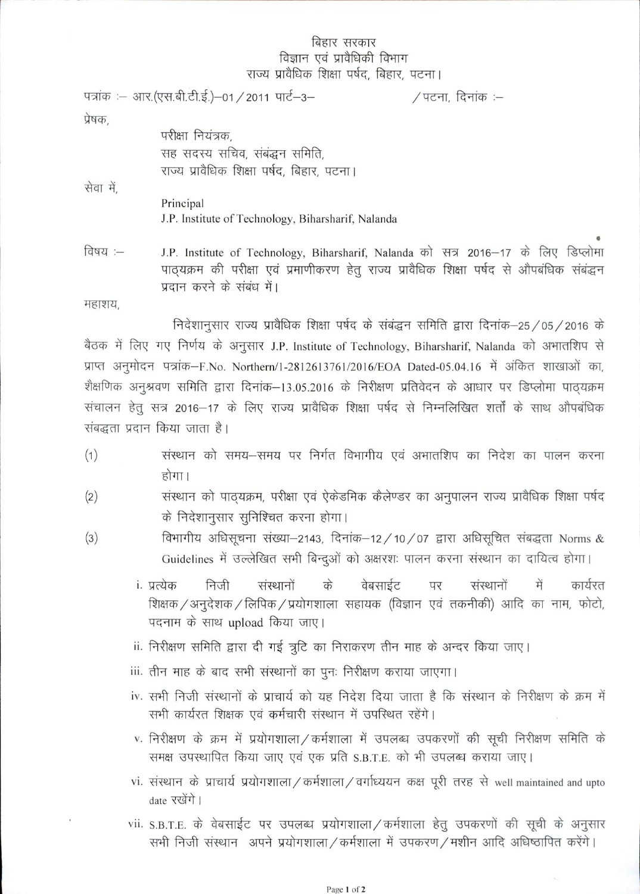बिहार सरकार
विज्ञान एवं प्रावैधिकी विभाग
राज्य प्रावैधिक शिक्षा पर्षद, बिहार, पटना।

पत्रांक :– आर.(एस.बी.टी.ई.)–01/2011 पार्ट–3– /पटना, दिनांक :–

प्रेषक,

परीक्षा नियंत्रक,
सह सदस्य सचिव, संबंद्धन समिति,
राज्य प्रावैधिक शिक्षा पर्षद, बिहार, पटना।

सेवा में,

Principal
J.P. Institute of Technology, Biharsharif, Nalanda

विषय :– J.P. Institute of Technology, Biharsharif, Nalanda को सत्र 2016–17 के लिए डिप्लोमा पाठ्यक्रम की परीक्षा एवं प्रमाणीकरण हेतु राज्य प्रावैधिक शिक्षा पर्षद से औपबंधिक संबंद्धन प्रदान करने के संबंध में।

महाशय,

निदेशानुसार राज्य प्रावैधिक शिक्षा पर्षद के संबंद्धन समिति द्वारा दिनांक–25/05/2016 के बैठक में लिए गए निर्णय के अनुसार J.P. Institute of Technology, Biharsharif, Nalanda को अभातशिप से प्राप्त अनुमोदन पत्रांक–F.No. Northern/1-2812613761/2016/EOA Dated-05.04.16 में अंकित शाखाओं का, शैक्षणिक अनुश्रवण समिति द्वारा दिनांक–13.05.2016 के निरीक्षण प्रतिवेदन के आधार पर डिप्लोमा पाठ्यक्रम संचालन हेतु सत्र 2016–17 के लिए राज्य प्रावैधिक शिक्षा पर्षद से निम्नलिखित शर्तों के साथ औपबंधिक संबद्धता प्रदान किया जाता है।

(1) संस्थान को समय–समय पर निर्गत विभागीय एवं अभातशिप का निदेश का पालन करना होगा।

(2) संस्थान को पाठ्यक्रम, परीक्षा एवं ऐकेडमिक कैलेण्डर का अनुपालन राज्य प्रावैधिक शिक्षा पर्षद के निदेशानुसार सुनिश्चित करना होगा।

(3) विभागीय अधिसूचना संख्या–2143, दिनांक–12/10/07 द्वारा अधिसूचित संबद्धता Norms & Guidelines में उल्लेखित सभी बिन्दुओं को अक्षरशः पालन करना संस्थान का दायित्व होगा।

i. प्रत्येक निजी संस्थानों के वेबसाईट पर संस्थानों में कार्यरत शिक्षक/अनुदेशक/लिपिक/प्रयोगशाला सहायक (विज्ञान एवं तकनीकी) आदि का नाम, फोटो, पदनाम के साथ upload किया जाए।

ii. निरीक्षण समिति द्वारा दी गई त्रुटि का निराकरण तीन माह के अन्दर किया जाए।

iii. तीन माह के बाद सभी संस्थानों का पुनः निरीक्षण कराया जाएगा।

iv. सभी निजी संस्थानों के प्राचार्य को यह निदेश दिया जाता है कि संस्थान के निरीक्षण के क्रम में सभी कार्यरत शिक्षक एवं कर्मचारी संस्थान में उपस्थित रहेंगे।

v. निरीक्षण के क्रम में प्रयोगशाला/कर्मशाला में उपलब्ध उपकरणों की सूची निरीक्षण समिति के समक्ष उपस्थापित किया जाए एवं एक प्रति S.B.T.E. को भी उपलब्ध कराया जाए।

vi. संस्थान के प्राचार्य प्रयोगशाला/कर्मशाला/वर्गाध्ययन कक्ष पूरी तरह से well maintained and upto date रखेंगे।

vii. S.B.T.E. के वेबसाईट पर उपलब्ध प्रयोगशाला/कर्मशाला हेतु उपकरणों की सूची के अनुसार सभी निजी संस्थान अपने प्रयोगशाला/कर्मशाला में उपकरण/मशीन आदि अधिष्ठापित करेंगे।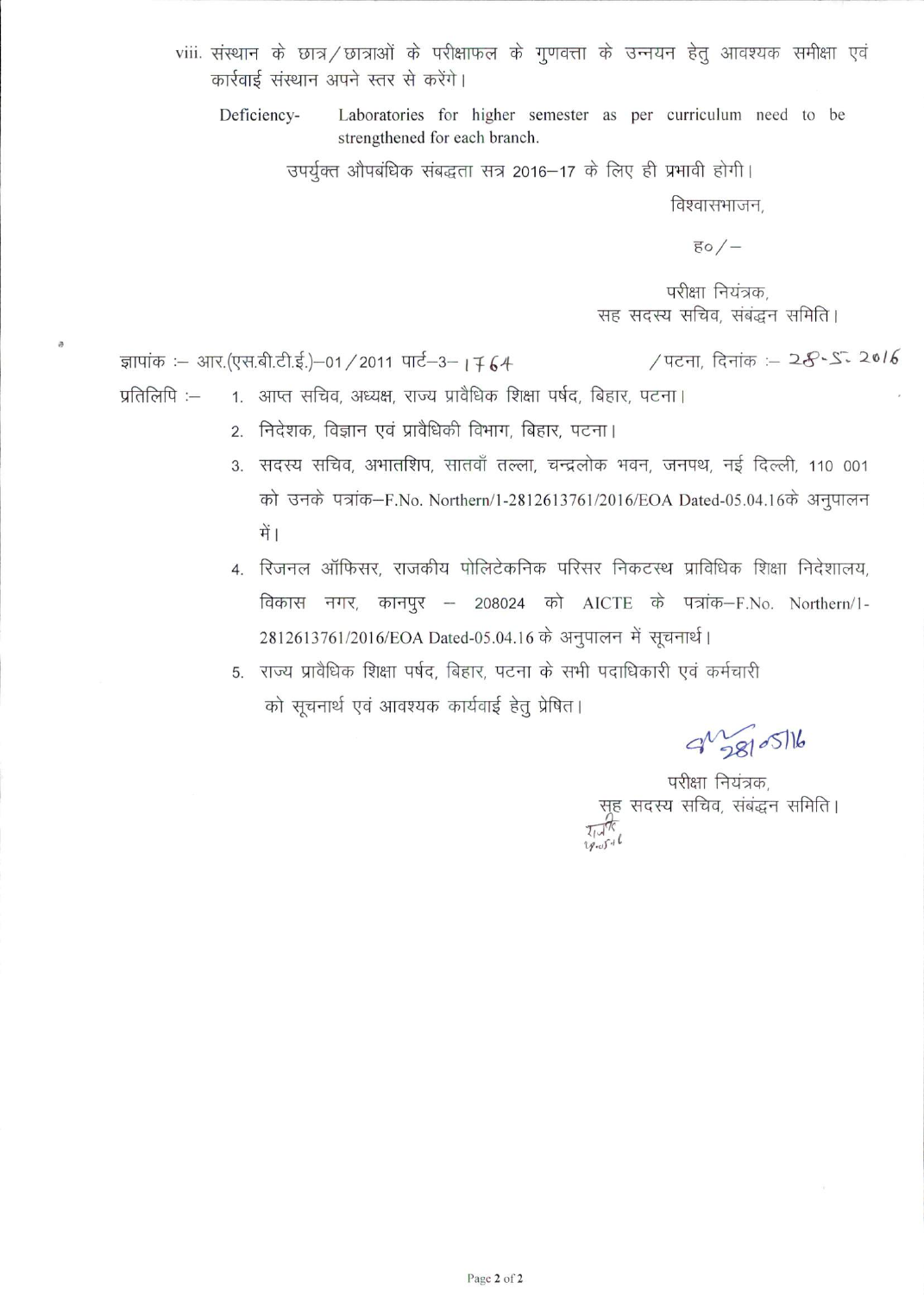viii. संस्थान के छात्र/छात्राओं के परीक्षाफल के गुणवत्ता के उन्नयन हेतु आवश्यक समीक्षा एवं कार्रवाई संस्थान अपने स्तर से करेंगे।

Deficiency- Laboratories for higher semester as per curriculum need to be strengthened for each branch.

उपर्युक्त औपबंधिक संबद्धता सत्र 2016–17 के लिए ही प्रभावी होगी।

विश्वासभाजन,

ह०/–

परीक्षा नियंत्रक,
सह सदस्य सचिव, संबंद्धन समिति।

ज्ञापांक :– आर.(एस.बी.टी.ई.)–01/2011 पार्ट–3– 1764 /पटना, दिनांक :– 28-5-2016

प्रतिलिपि :–

1. आप्त सचिव, अध्यक्ष, राज्य प्रावैधिक शिक्षा पर्षद, बिहार, पटना।
2. निदेशक, विज्ञान एवं प्रावैधिकी विभाग, बिहार, पटना।
3. सदस्य सचिव, अभातशिप, सातवाँ तल्ला, चन्द्रलोक भवन, जनपथ, नई दिल्ली, 110 001 को उनके पत्रांक–F.No. Northern/1-2812613761/2016/EOA Dated-05.04.16के अनुपालन में।
4. रिजनल ऑफिसर, राजकीय पोलिटेकनिक परिसर निकटस्थ प्राविधिक शिक्षा निदेशालय, विकास नगर, कानपुर – 208024 को AICTE के पत्रांक–F.No. Northern/1-2812613761/2016/EOA Dated-05.04.16 के अनुपालन में सूचनार्थ।
5. राज्य प्रावैधिक शिक्षा पर्षद, बिहार, पटना के सभी पदाधिकारी एवं कर्मचारी को सूचनार्थ एवं आवश्यक कार्यवाई हेतु प्रेषित।

28/05/16

परीक्षा नियंत्रक,
सह सदस्य सचिव, संबंद्धन समिति।